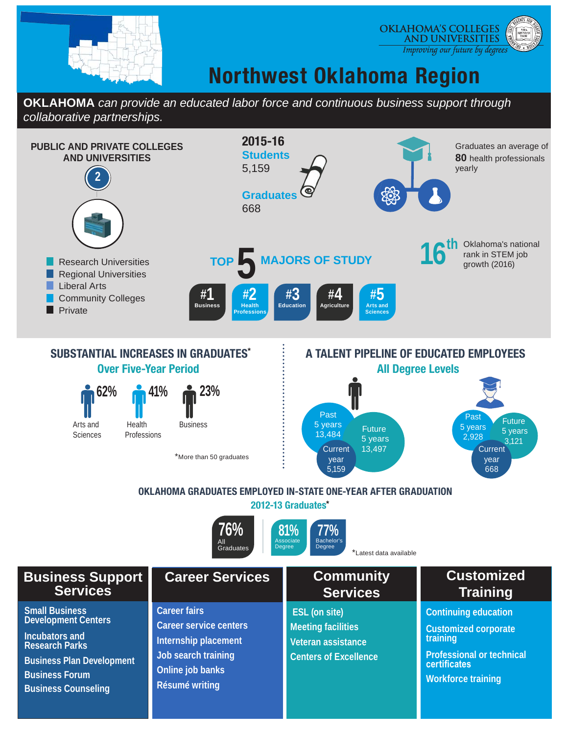OKLAHOMA'S COLLEGES AND UNIVERSITIES

*Improving our future by degrees*

# Northwest Oklahoma Region

**OKLAHOMA** *can provide an educated labor force and continuous business support through collaborative partnerships.*

## PUBLIC AND PRIVATE COLLEGES AND UNIVERSITIES

2

- Research Universities
- Regional Universities
- Liberal Arts
- Community Colleges
- Private

## 2015-16

**Students**
5,159

**Graduates**
668

Graduates an average of **80** health professionals yearly

**16th** Oklahoma's national rank in STEM job growth (2016)

## TOP 5 MAJORS OF STUDY

1. #1 Business
2. #2 Health Professions
3. #3 Education
4. #4 Agriculture
5. #5 Arts and Sciences

## SUBSTANTIAL INCREASES IN GRADUATES*

### Over Five-Year Period

- 62% Arts and Sciences
- 41% Health Professions
- 23% Business

*More than 50 graduates

## A TALENT PIPELINE OF EDUCATED EMPLOYEES

### All Degree Levels

| | Past 5 years | Current year | Future 5 years |
|---|---|---|---|
| Students | 13,484 | 5,159 | 13,497 |
| Graduates | 2,928 | 668 | 3,121 |

## OKLAHOMA GRADUATES EMPLOYED IN-STATE ONE-YEAR AFTER GRADUATION

### 2012-13 Graduates*

- 76% All Graduates
- 81% Associate Degree
- 77% Bachelor's Degree

*Latest data available

## Business Support Services

- Small Business Development Centers
- Incubators and Research Parks
- Business Plan Development
- Business Forum
- Business Counseling

## Career Services

- Career fairs
- Career service centers
- Internship placement
- Job search training
- Online job banks
- Résumé writing

## Community Services

- ESL (on site)
- Meeting facilities
- Veteran assistance
- Centers of Excellence

## Customized Training

- Continuing education
- Customized corporate training
- Professional or technical certificates
- Workforce training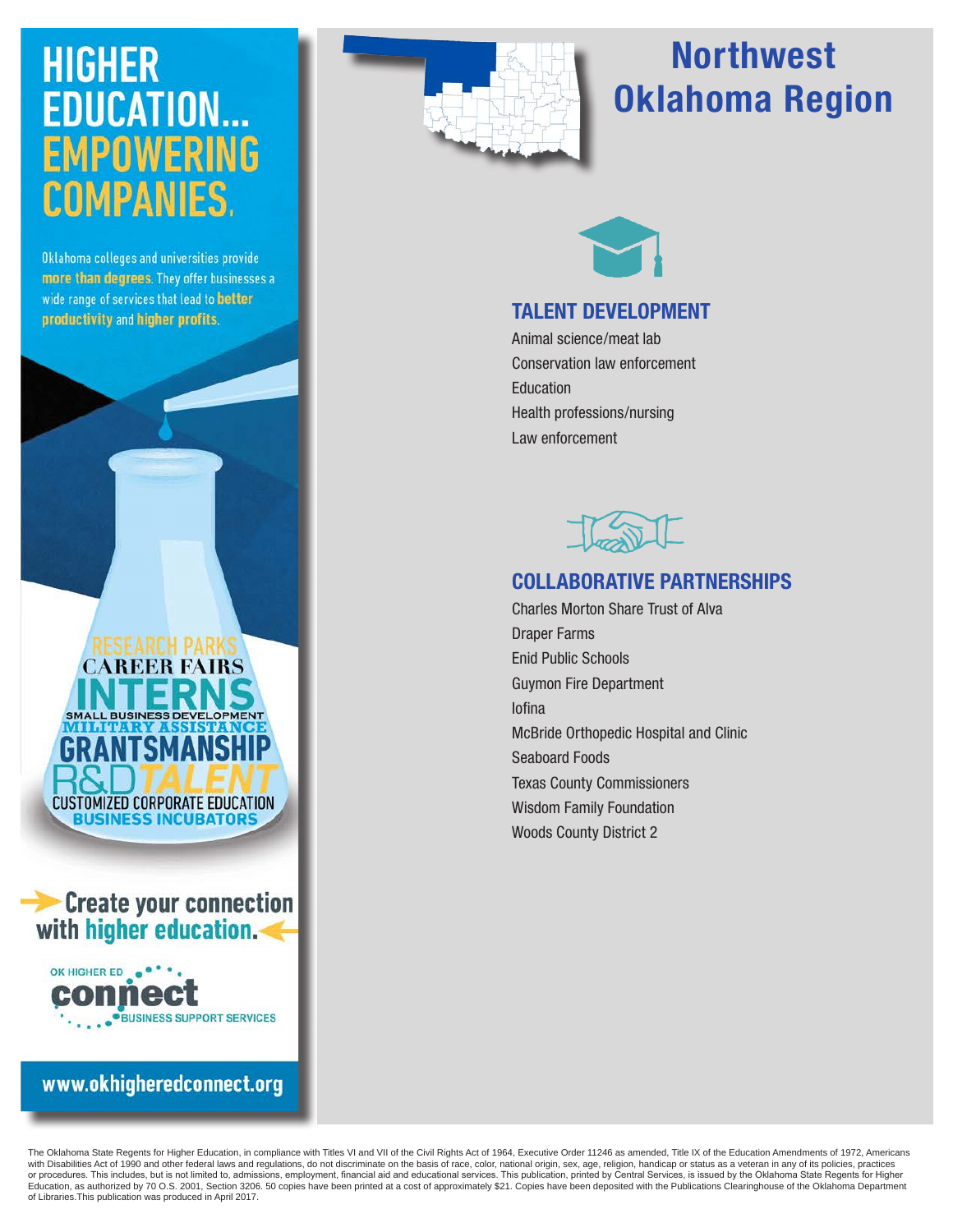# HIGHER EDUCATION... EMPOWERING COMPANIES.

Oklahoma colleges and universities provide **more than degrees**. They offer businesses a wide range of services that lead to **better productivity** and **higher profits**.

RESEARCH PARKS
CAREER FAIRS
INTERNS
SMALL BUSINESS DEVELOPMENT
MILITARY ASSISTANCE
GRANTSMANSHIP
R&D TALENT
CUSTOMIZED CORPORATE EDUCATION
BUSINESS INCUBATORS

**Create your connection with higher education.**

OK HIGHER ED connect BUSINESS SUPPORT SERVICES

www.okhigheredconnect.org

# Northwest Oklahoma Region

## TALENT DEVELOPMENT

Animal science/meat lab
Conservation law enforcement
Education
Health professions/nursing
Law enforcement

## COLLABORATIVE PARTNERSHIPS

Charles Morton Share Trust of Alva
Draper Farms
Enid Public Schools
Guymon Fire Department
Iofina
McBride Orthopedic Hospital and Clinic
Seaboard Foods
Texas County Commissioners
Wisdom Family Foundation
Woods County District 2

The Oklahoma State Regents for Higher Education, in compliance with Titles VI and VII of the Civil Rights Act of 1964, Executive Order 11246 as amended, Title IX of the Education Amendments of 1972, Americans with Disabilities Act of 1990 and other federal laws and regulations, do not discriminate on the basis of race, color, national origin, sex, age, religion, handicap or status as a veteran in any of its policies, practices or procedures. This includes, but is not limited to, admissions, employment, financial aid and educational services. This publication, printed by Central Services, is issued by the Oklahoma State Regents for Higher Education, as authorized by 70 O.S. 2001, Section 3206. 50 copies have been printed at a cost of approximately $21. Copies have been deposited with the Publications Clearinghouse of the Oklahoma Department of Libraries.This publication was produced in April 2017.